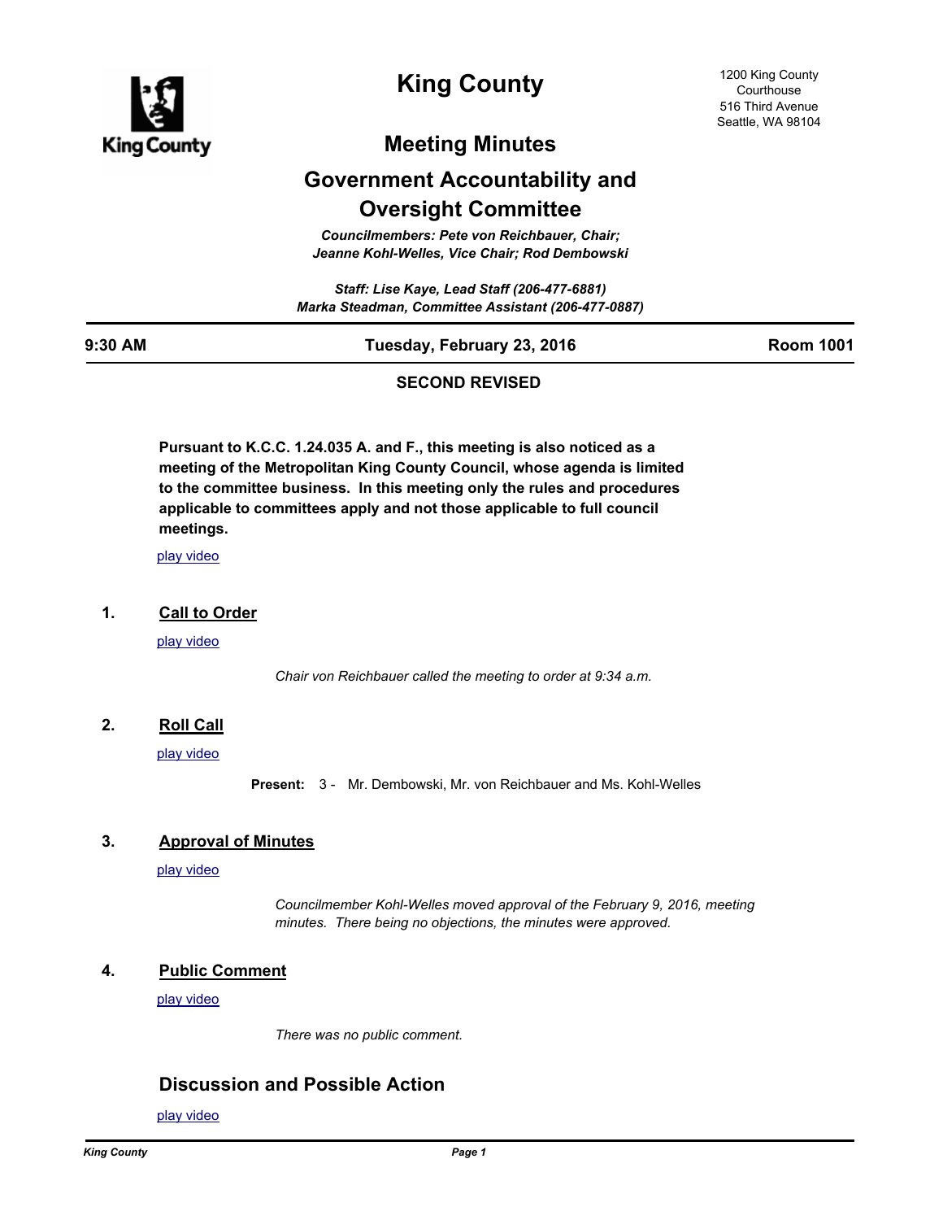# King County

1200 King County Courthouse
516 Third Avenue
Seattle, WA 98104

## Meeting Minutes

## Government Accountability and Oversight Committee

*Councilmembers: Pete von Reichbauer, Chair; Jeanne Kohl-Welles, Vice Chair; Rod Dembowski*

*Staff: Lise Kaye, Lead Staff (206-477-6881)*
*Marka Steadman, Committee Assistant (206-477-0887)*

| 9:30 AM | Tuesday, February 23, 2016 | Room 1001 |
|---|---|---|

**SECOND REVISED**

**Pursuant to K.C.C. 1.24.035 A. and F., this meeting is also noticed as a meeting of the Metropolitan King County Council, whose agenda is limited to the committee business. In this meeting only the rules and procedures applicable to committees apply and not those applicable to full council meetings.**

play video

### 1. Call to Order

play video

*Chair von Reichbauer called the meeting to order at 9:34 a.m.*

### 2. Roll Call

play video

**Present:** 3 - Mr. Dembowski, Mr. von Reichbauer and Ms. Kohl-Welles

### 3. Approval of Minutes

play video

*Councilmember Kohl-Welles moved approval of the February 9, 2016, meeting minutes. There being no objections, the minutes were approved.*

### 4. Public Comment

play video

*There was no public comment.*

## Discussion and Possible Action

play video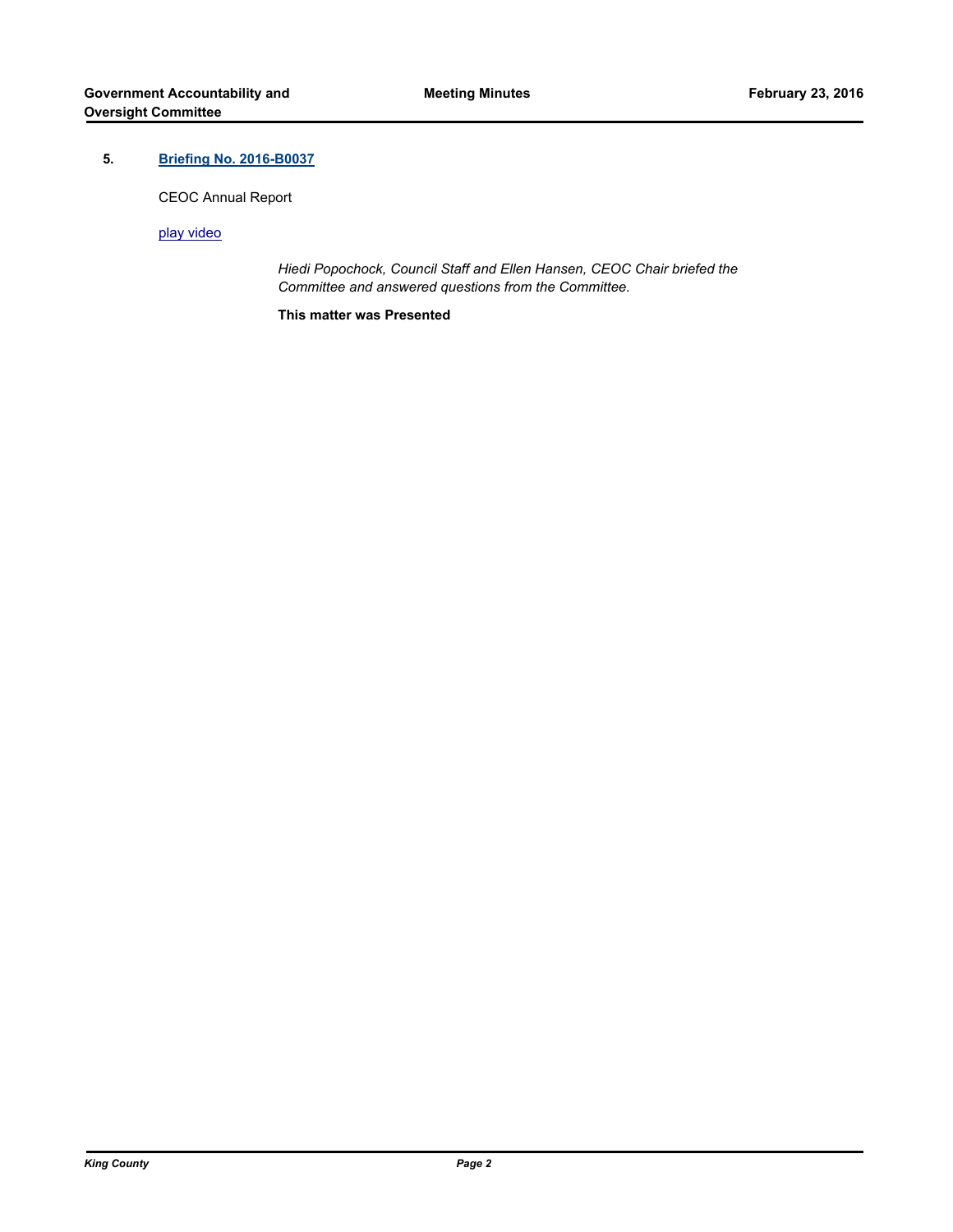## 5. **Briefing No. 2016-B0037**

CEOC Annual Report

play video

*Hiedi Popochock, Council Staff and Ellen Hansen, CEOC Chair briefed the Committee and answered questions from the Committee.*

**This matter was Presented**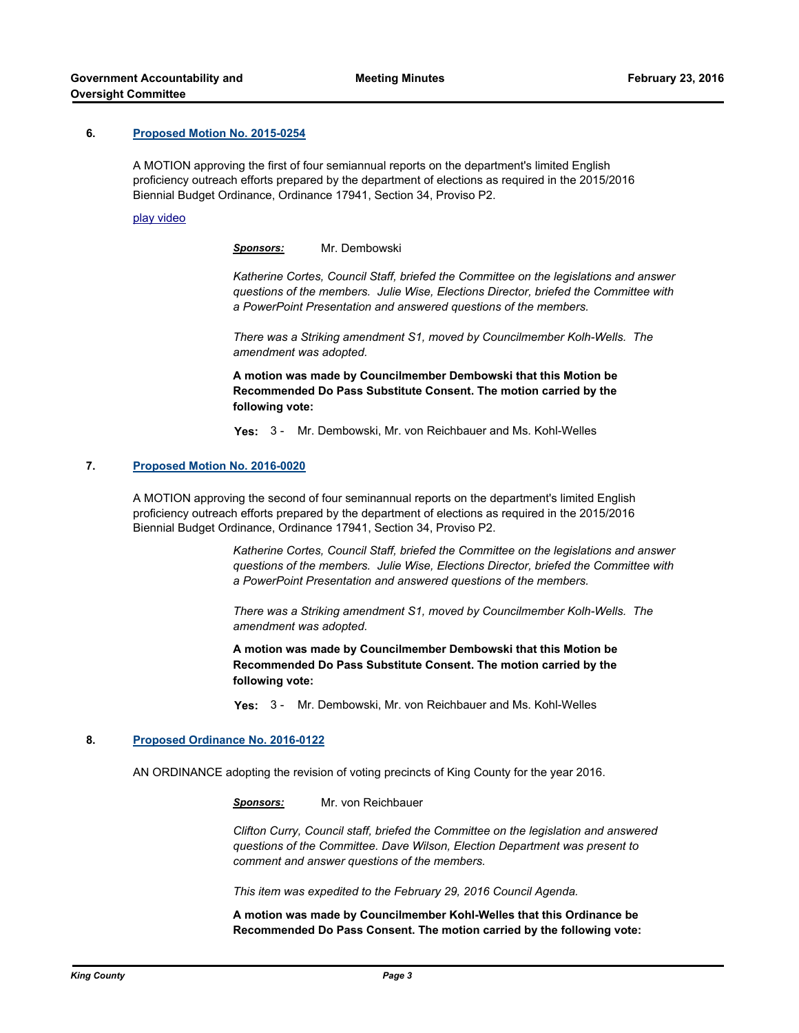### 6. [Proposed Motion No. 2015-0254]

A MOTION approving the first of four semiannual reports on the department's limited English proficiency outreach efforts prepared by the department of elections as required in the 2015/2016 Biennial Budget Ordinance, Ordinance 17941, Section 34, Proviso P2.

[play video]

***Sponsors:*** Mr. Dembowski

*Katherine Cortes, Council Staff, briefed the Committee on the legislations and answer questions of the members. Julie Wise, Elections Director, briefed the Committee with a PowerPoint Presentation and answered questions of the members.*

*There was a Striking amendment S1, moved by Councilmember Kolh-Wells. The amendment was adopted.*

**A motion was made by Councilmember Dembowski that this Motion be Recommended Do Pass Substitute Consent. The motion carried by the following vote:**

**Yes:** 3 - Mr. Dembowski, Mr. von Reichbauer and Ms. Kohl-Welles

### 7. [Proposed Motion No. 2016-0020]

A MOTION approving the second of four seminannual reports on the department's limited English proficiency outreach efforts prepared by the department of elections as required in the 2015/2016 Biennial Budget Ordinance, Ordinance 17941, Section 34, Proviso P2.

*Katherine Cortes, Council Staff, briefed the Committee on the legislations and answer questions of the members. Julie Wise, Elections Director, briefed the Committee with a PowerPoint Presentation and answered questions of the members.*

*There was a Striking amendment S1, moved by Councilmember Kolh-Wells. The amendment was adopted.*

**A motion was made by Councilmember Dembowski that this Motion be Recommended Do Pass Substitute Consent. The motion carried by the following vote:**

**Yes:** 3 - Mr. Dembowski, Mr. von Reichbauer and Ms. Kohl-Welles

### 8. [Proposed Ordinance No. 2016-0122]

AN ORDINANCE adopting the revision of voting precincts of King County for the year 2016.

***Sponsors:*** Mr. von Reichbauer

*Clifton Curry, Council staff, briefed the Committee on the legislation and answered questions of the Committee. Dave Wilson, Election Department was present to comment and answer questions of the members.*

*This item was expedited to the February 29, 2016 Council Agenda.*

**A motion was made by Councilmember Kohl-Welles that this Ordinance be Recommended Do Pass Consent. The motion carried by the following vote:**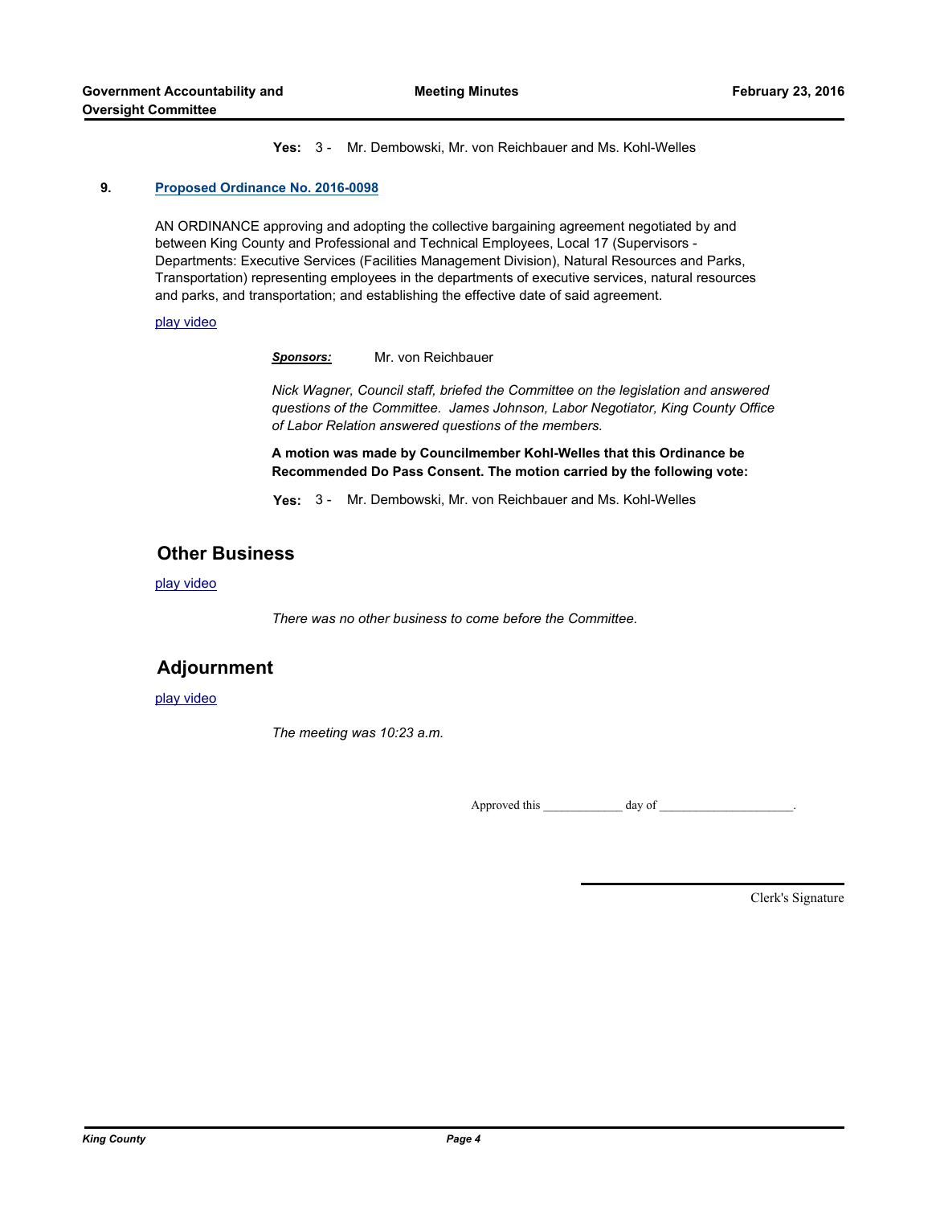**Yes:** 3 - Mr. Dembowski, Mr. von Reichbauer and Ms. Kohl-Welles

**9. [Proposed Ordinance No. 2016-0098]**

AN ORDINANCE approving and adopting the collective bargaining agreement negotiated by and between King County and Professional and Technical Employees, Local 17 (Supervisors - Departments: Executive Services (Facilities Management Division), Natural Resources and Parks, Transportation) representing employees in the departments of executive services, natural resources and parks, and transportation; and establishing the effective date of said agreement.

play video

***Sponsors:*** Mr. von Reichbauer

*Nick Wagner, Council staff, briefed the Committee on the legislation and answered questions of the Committee. James Johnson, Labor Negotiator, King County Office of Labor Relation answered questions of the members.*

**A motion was made by Councilmember Kohl-Welles that this Ordinance be Recommended Do Pass Consent. The motion carried by the following vote:**

**Yes:** 3 - Mr. Dembowski, Mr. von Reichbauer and Ms. Kohl-Welles

## Other Business

play video

*There was no other business to come before the Committee.*

## Adjournment

play video

*The meeting was 10:23 a.m.*

Approved this _____________ day of ______________________.

Clerk's Signature